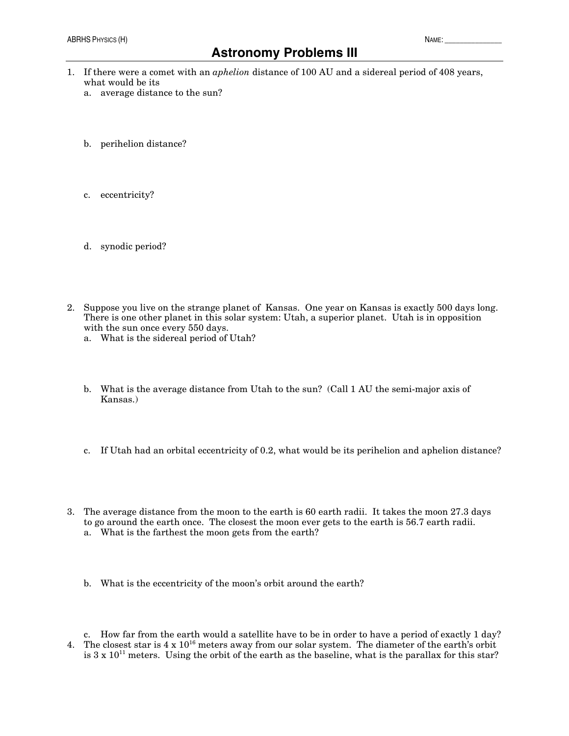ABRHS Physics (H)

Name: _______________

# Astronomy Problems III

1. If there were a comet with an *aphelion* distance of 100 AU and a sidereal period of 408 years, what would be its
   a. average distance to the sun?

   b. perihelion distance?

   c. eccentricity?

   d. synodic period?

2. Suppose you live on the strange planet of Kansas. One year on Kansas is exactly 500 days long. There is one other planet in this solar system: Utah, a superior planet. Utah is in opposition with the sun once every 550 days.
   a. What is the sidereal period of Utah?

   b. What is the average distance from Utah to the sun? (Call 1 AU the semi-major axis of Kansas.)

   c. If Utah had an orbital eccentricity of 0.2, what would be its perihelion and aphelion distance?

3. The average distance from the moon to the earth is 60 earth radii. It takes the moon 27.3 days to go around the earth once. The closest the moon ever gets to the earth is 56.7 earth radii.
   a. What is the farthest the moon gets from the earth?

   b. What is the eccentricity of the moon's orbit around the earth?

   c. How far from the earth would a satellite have to be in order to have a period of exactly 1 day?

4. The closest star is $4 \times 10^{16}$ meters away from our solar system. The diameter of the earth's orbit is $3 \times 10^{11}$ meters. Using the orbit of the earth as the baseline, what is the parallax for this star?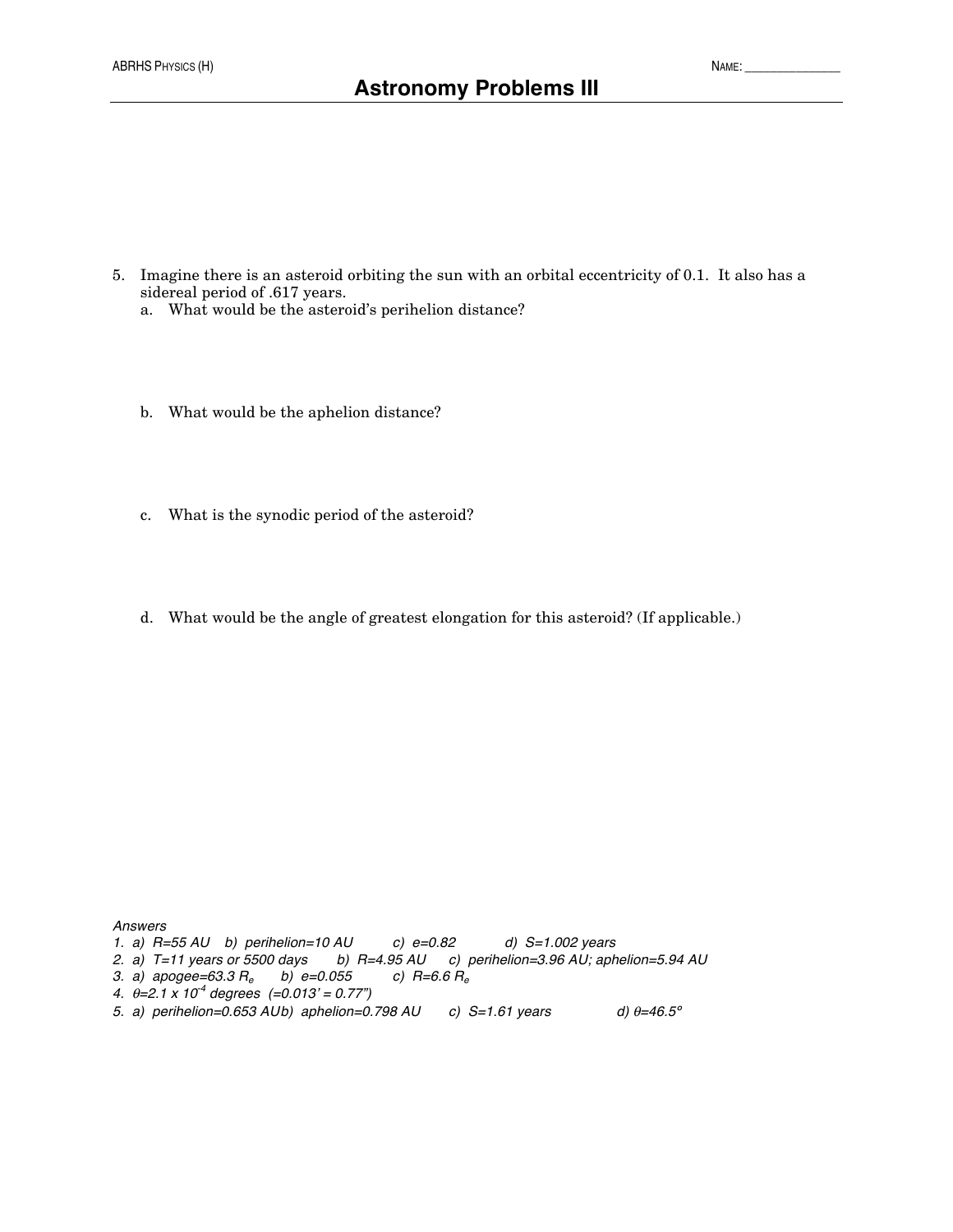5. Imagine there is an asteroid orbiting the sun with an orbital eccentricity of 0.1. It also has a sidereal period of .617 years.
   a. What would be the asteroid's perihelion distance?

   b. What would be the aphelion distance?

   c. What is the synodic period of the asteroid?

   d. What would be the angle of greatest elongation for this asteroid? (If applicable.)

*Answers*

1. a) $R$=55 AU b) perihelion=10 AU c) $e$=0.82 d) $S$=1.002 years
2. a) $T$=11 years or 5500 days b) $R$=4.95 AU c) perihelion=3.96 AU; aphelion=5.94 AU
3. a) apogee=63.3 $R_e$ b) $e$=0.055 c) $R$=6.6 $R_e$
4. $\theta$=2.1 x $10^{-4}$ degrees (=0.013' = 0.77")
5. a) perihelion=0.653 AUb) aphelion=0.798 AU c) $S$=1.61 years d) $\theta$=46.5°